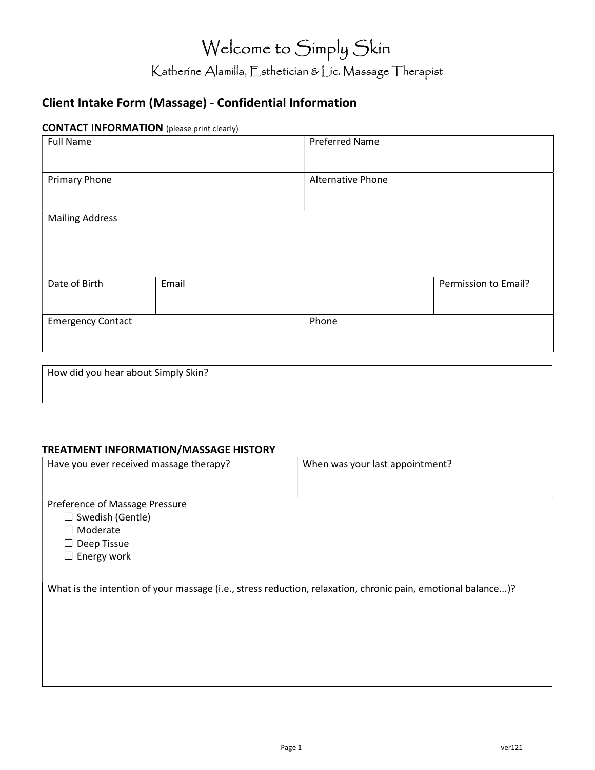# Welcome to Simply Skin

Katherine Alamilla, Esthetician & Lic. Massage Therapist

## Client Intake Form (Massage) - Confidential Information

**CONTACT INFORMATION** (please print clearly)

| Full Name | | Preferred Name |
|---|---|---|
| Primary Phone | | Alternative Phone |
| Mailing Address | | |
| Date of Birth | Email | Permission to Email? |
| Emergency Contact | | Phone |

| How did you hear about Simply Skin? |
|---|
| |

**TREATMENT INFORMATION/MASSAGE HISTORY**

| Have you ever received massage therapy? | When was your last appointment? |
|---|---|
| Preference of Massage Pressure<br>☐ Swedish (Gentle)<br>☐ Moderate<br>☐ Deep Tissue<br>☐ Energy work | |
| What is the intention of your massage (i.e., stress reduction, relaxation, chronic pain, emotional balance...)? | |

ver121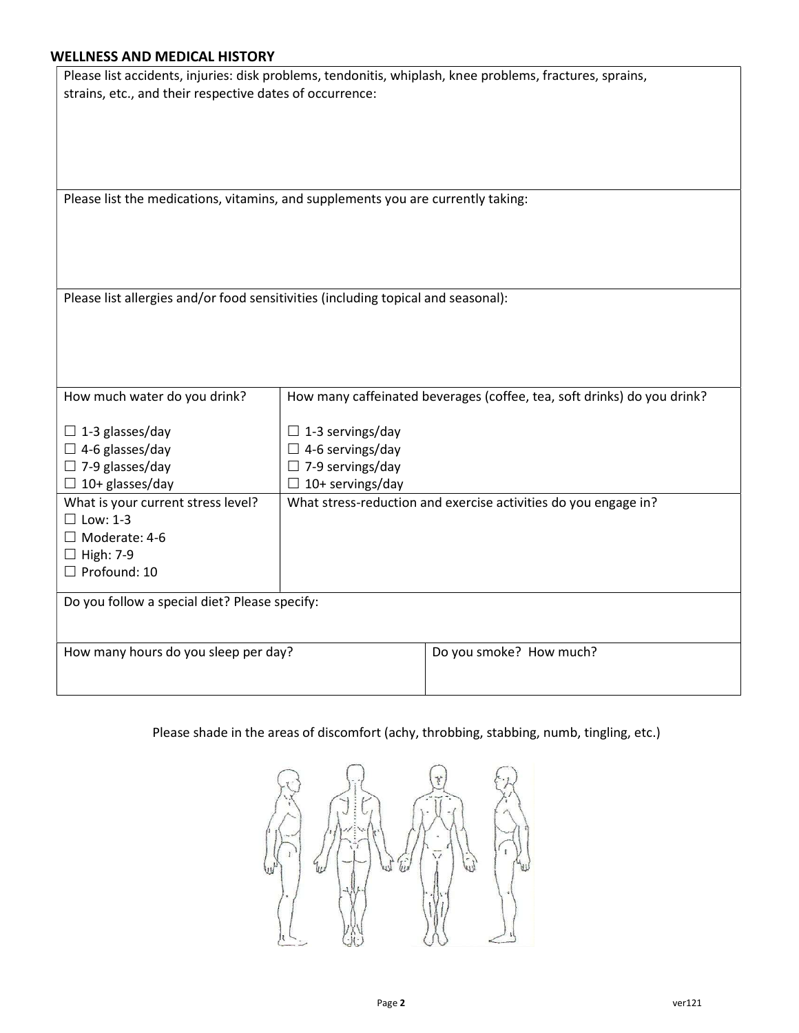## WELLNESS AND MEDICAL HISTORY

Please list accidents, injuries: disk problems, tendonitis, whiplash, knee problems, fractures, sprains, strains, etc., and their respective dates of occurrence:

Please list the medications, vitamins, and supplements you are currently taking:

Please list allergies and/or food sensitivities (including topical and seasonal):

| How much water do you drink? | How many caffeinated beverages (coffee, tea, soft drinks) do you drink? |
| --- | --- |
| ☐ 1-3 glasses/day<br>☐ 4-6 glasses/day<br>☐ 7-9 glasses/day<br>☐ 10+ glasses/day | ☐ 1-3 servings/day<br>☐ 4-6 servings/day<br>☐ 7-9 servings/day<br>☐ 10+ servings/day |
| What is your current stress level?<br>☐ Low: 1-3<br>☐ Moderate: 4-6<br>☐ High: 7-9<br>☐ Profound: 10 | What stress-reduction and exercise activities do you engage in? |

Do you follow a special diet? Please specify:

| How many hours do you sleep per day? | Do you smoke? How much? |
| --- | --- |
| | |

Please shade in the areas of discomfort (achy, throbbing, stabbing, numb, tingling, etc.)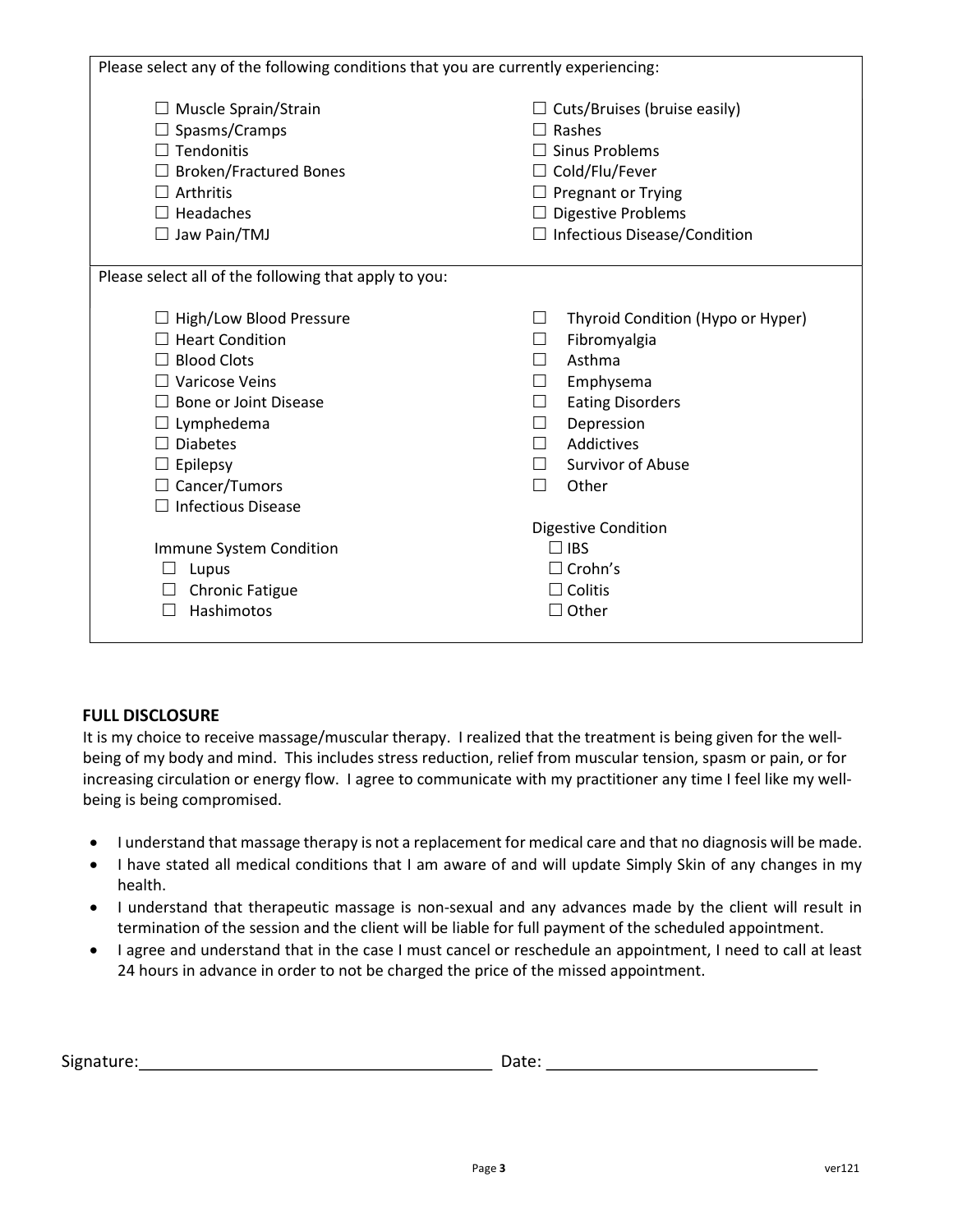Please select any of the following conditions that you are currently experiencing:

- ☐ Muscle Sprain/Strain
- ☐ Spasms/Cramps
- ☐ Tendonitis
- ☐ Broken/Fractured Bones
- ☐ Arthritis
- ☐ Headaches
- ☐ Jaw Pain/TMJ
- ☐ Cuts/Bruises (bruise easily)
- ☐ Rashes
- ☐ Sinus Problems
- ☐ Cold/Flu/Fever
- ☐ Pregnant or Trying
- ☐ Digestive Problems
- ☐ Infectious Disease/Condition

Please select all of the following that apply to you:

- ☐ High/Low Blood Pressure
- ☐ Heart Condition
- ☐ Blood Clots
- ☐ Varicose Veins
- ☐ Bone or Joint Disease
- ☐ Lymphedema
- ☐ Diabetes
- ☐ Epilepsy
- ☐ Cancer/Tumors
- ☐ Infectious Disease

Immune System Condition

- ☐ Lupus
- ☐ Chronic Fatigue
- ☐ Hashimotos

- ☐ Thyroid Condition (Hypo or Hyper)
- ☐ Fibromyalgia
- ☐ Asthma
- ☐ Emphysema
- ☐ Eating Disorders
- ☐ Depression
- ☐ Addictives
- ☐ Survivor of Abuse
- ☐ Other

Digestive Condition

- ☐ IBS
- ☐ Crohn's
- ☐ Colitis
- ☐ Other

## FULL DISCLOSURE

It is my choice to receive massage/muscular therapy. I realized that the treatment is being given for the well-being of my body and mind. This includes stress reduction, relief from muscular tension, spasm or pain, or for increasing circulation or energy flow. I agree to communicate with my practitioner any time I feel like my well-being is being compromised.

- I understand that massage therapy is not a replacement for medical care and that no diagnosis will be made.
- I have stated all medical conditions that I am aware of and will update Simply Skin of any changes in my health.
- I understand that therapeutic massage is non-sexual and any advances made by the client will result in termination of the session and the client will be liable for full payment of the scheduled appointment.
- I agree and understand that in the case I must cancel or reschedule an appointment, I need to call at least 24 hours in advance in order to not be charged the price of the missed appointment.

Signature:______________________________ Date: ______________________________

ver121